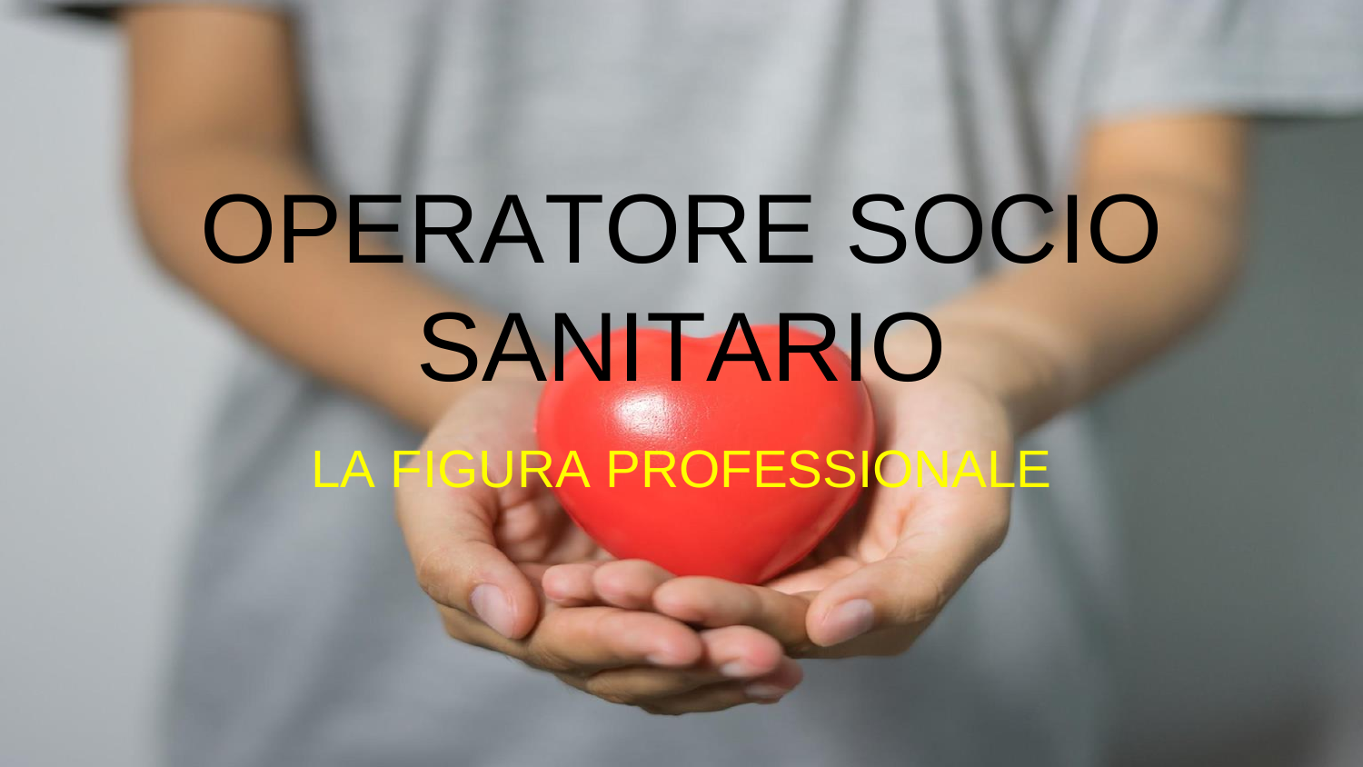# OPERATORE SOCIO SANITARIO

## LA FIGURA PROFESSIONALE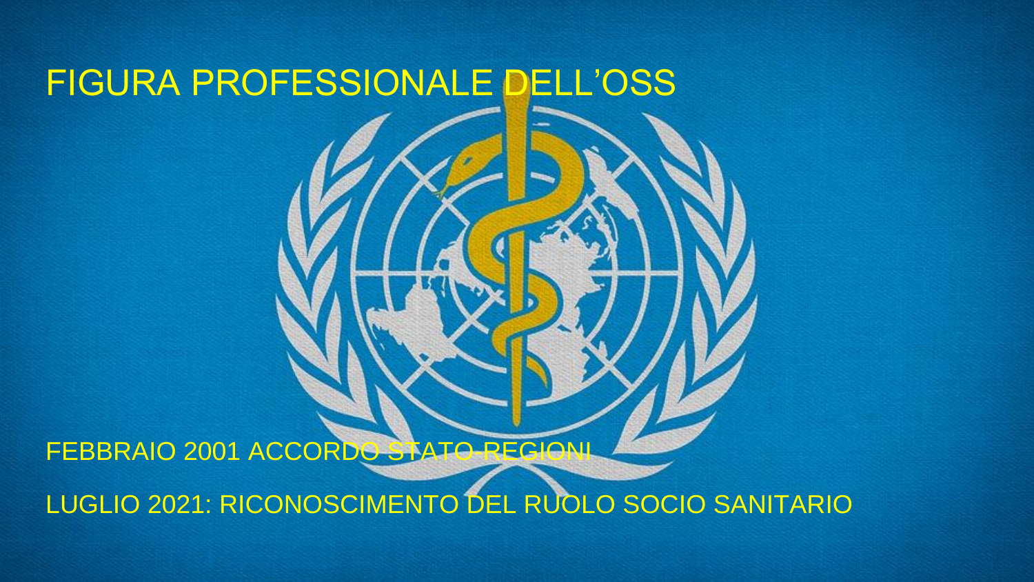# FIGURA PROFESSIONALE DELL'OSS

FEBBRAIO 2001 ACCORDO STATO-REGIONI

LUGLIO 2021: RICONOSCIMENTO DEL RUOLO SOCIO SANITARIO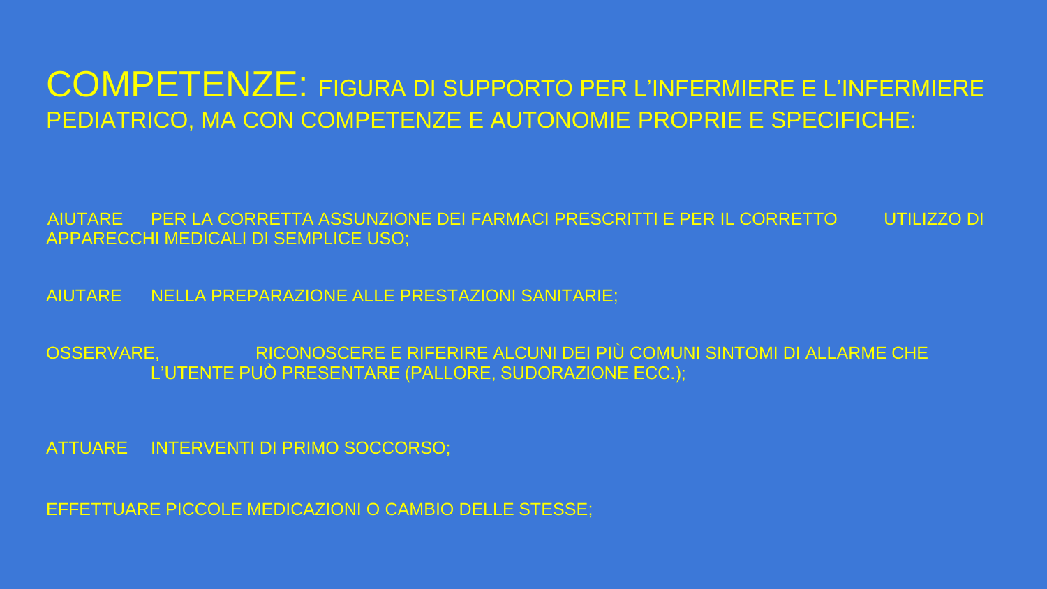# COMPETENZE: FIGURA DI SUPPORTO PER L'INFERMIERE E L'INFERMIERE PEDIATRICO, MA CON COMPETENZE E AUTONOMIE PROPRIE E SPECIFICHE:

AIUTARE PER LA CORRETTA ASSUNZIONE DEI FARMACI PRESCRITTI E PER IL CORRETTO UTILIZZO DI APPARECCHI MEDICALI DI SEMPLICE USO;

AIUTARE NELLA PREPARAZIONE ALLE PRESTAZIONI SANITARIE;

OSSERVARE, RICONOSCERE E RIFERIRE ALCUNI DEI PIÙ COMUNI SINTOMI DI ALLARME CHE L'UTENTE PUÒ PRESENTARE (PALLORE, SUDORAZIONE ECC.);

ATTUARE INTERVENTI DI PRIMO SOCCORSO;

EFFETTUARE PICCOLE MEDICAZIONI O CAMBIO DELLE STESSE;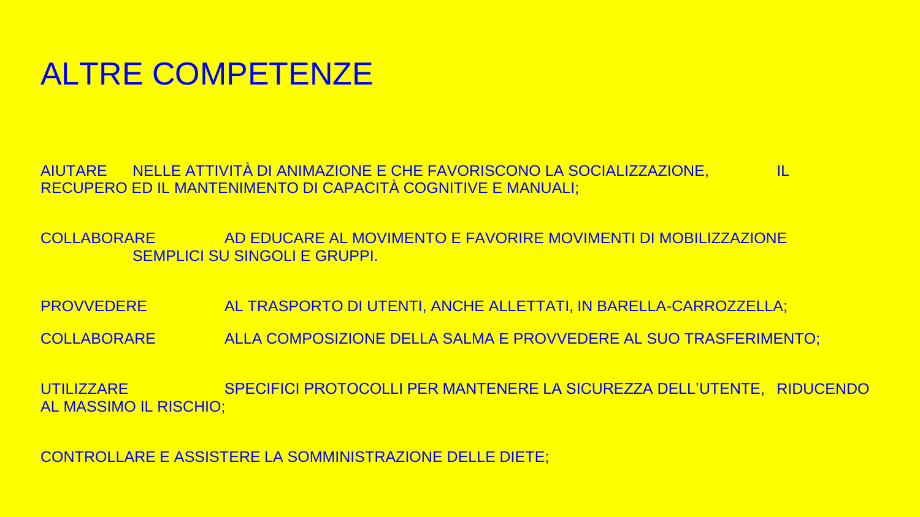# ALTRE COMPETENZE

AIUTARE NELLE ATTIVITÀ DI ANIMAZIONE E CHE FAVORISCONO LA SOCIALIZZAZIONE, IL RECUPERO ED IL MANTENIMENTO DI CAPACITÀ COGNITIVE E MANUALI;

COLLABORARE AD EDUCARE AL MOVIMENTO E FAVORIRE MOVIMENTI DI MOBILIZZAZIONE SEMPLICI SU SINGOLI E GRUPPI.

PROVVEDERE AL TRASPORTO DI UTENTI, ANCHE ALLETTATI, IN BARELLA-CARROZZELLA;

COLLABORARE ALLA COMPOSIZIONE DELLA SALMA E PROVVEDERE AL SUO TRASFERIMENTO;

UTILIZZARE SPECIFICI PROTOCOLLI PER MANTENERE LA SICUREZZA DELL'UTENTE, RIDUCENDO AL MASSIMO IL RISCHIO;

CONTROLLARE E ASSISTERE LA SOMMINISTRAZIONE DELLE DIETE;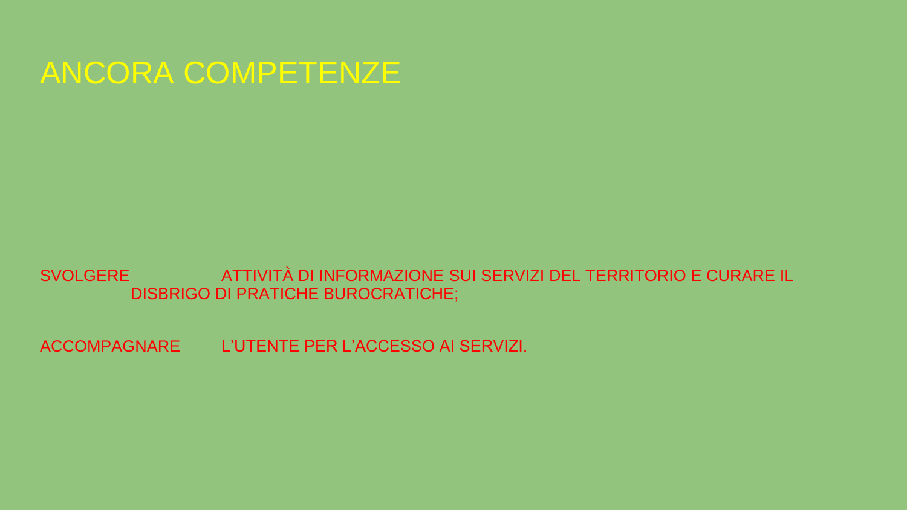# ANCORA COMPETENZE

SVOLGERE ATTIVITÀ DI INFORMAZIONE SUI SERVIZI DEL TERRITORIO E CURARE IL DISBRIGO DI PRATICHE BUROCRATICHE;

ACCOMPAGNARE L'UTENTE PER L'ACCESSO AI SERVIZI.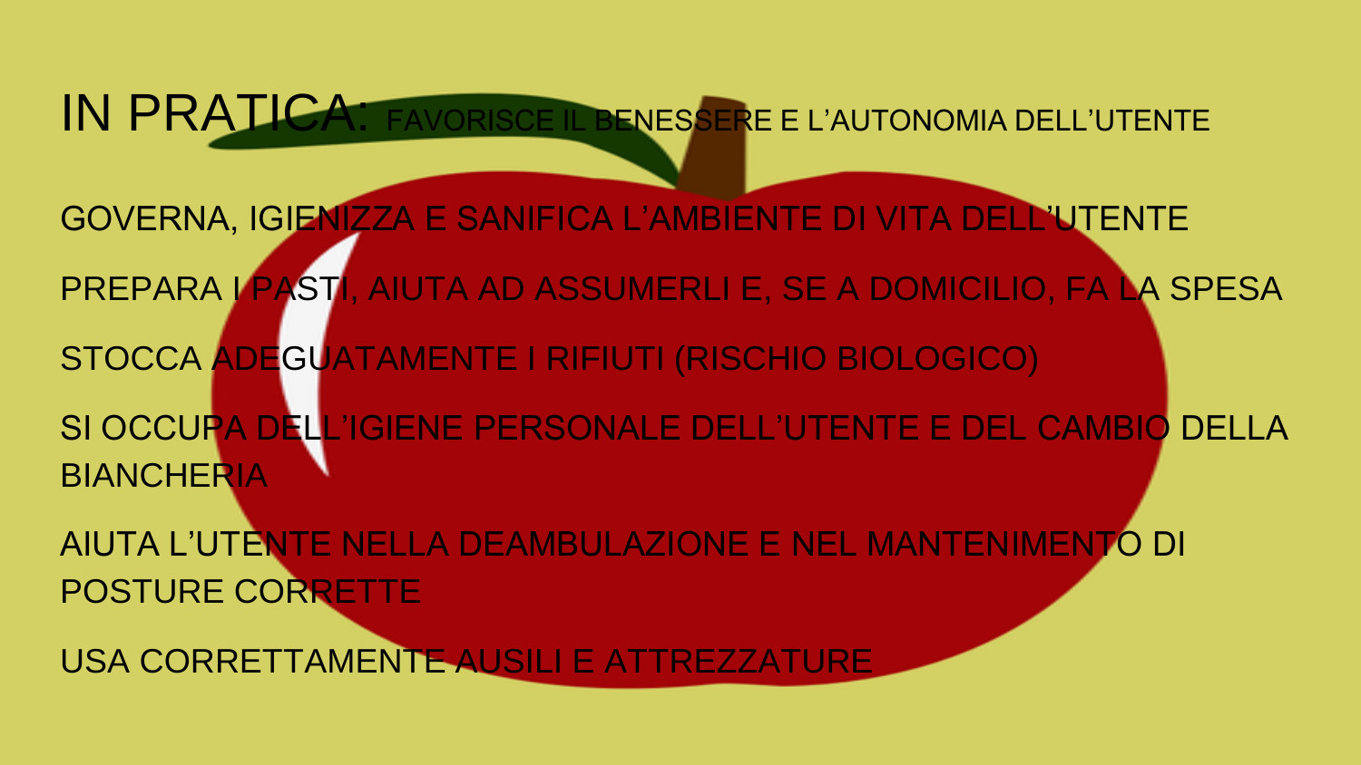# IN PRATICA: FAVORISCE IL BENESSERE E L'AUTONOMIA DELL'UTENTE

GOVERNA, IGIENIZZA E SANIFICA L'AMBIENTE DI VITA DELL'UTENTE

PREPARA I PASTI, AIUTA AD ASSUMERLI E, SE A DOMICILIO, FA LA SPESA

STOCCA ADEGUATAMENTE I RIFIUTI (RISCHIO BIOLOGICO)

SI OCCUPA DELL'IGIENE PERSONALE DELL'UTENTE E DEL CAMBIO DELLA BIANCHERIA

AIUTA L'UTENTE NELLA DEAMBULAZIONE E NEL MANTENIMENTO DI POSTURE CORRETTE

USA CORRETTAMENTE AUSILI E ATTREZZATURE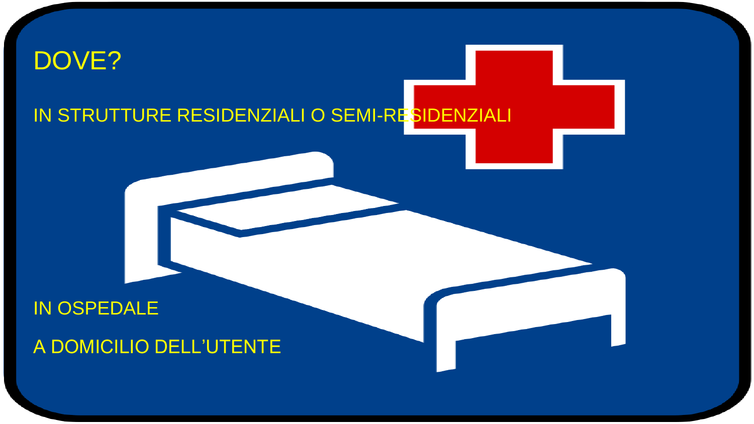# DOVE?

IN STRUTTURE RESIDENZIALI O SEMI-RESIDENZIALI

IN OSPEDALE

A DOMICILIO DELL’UTENTE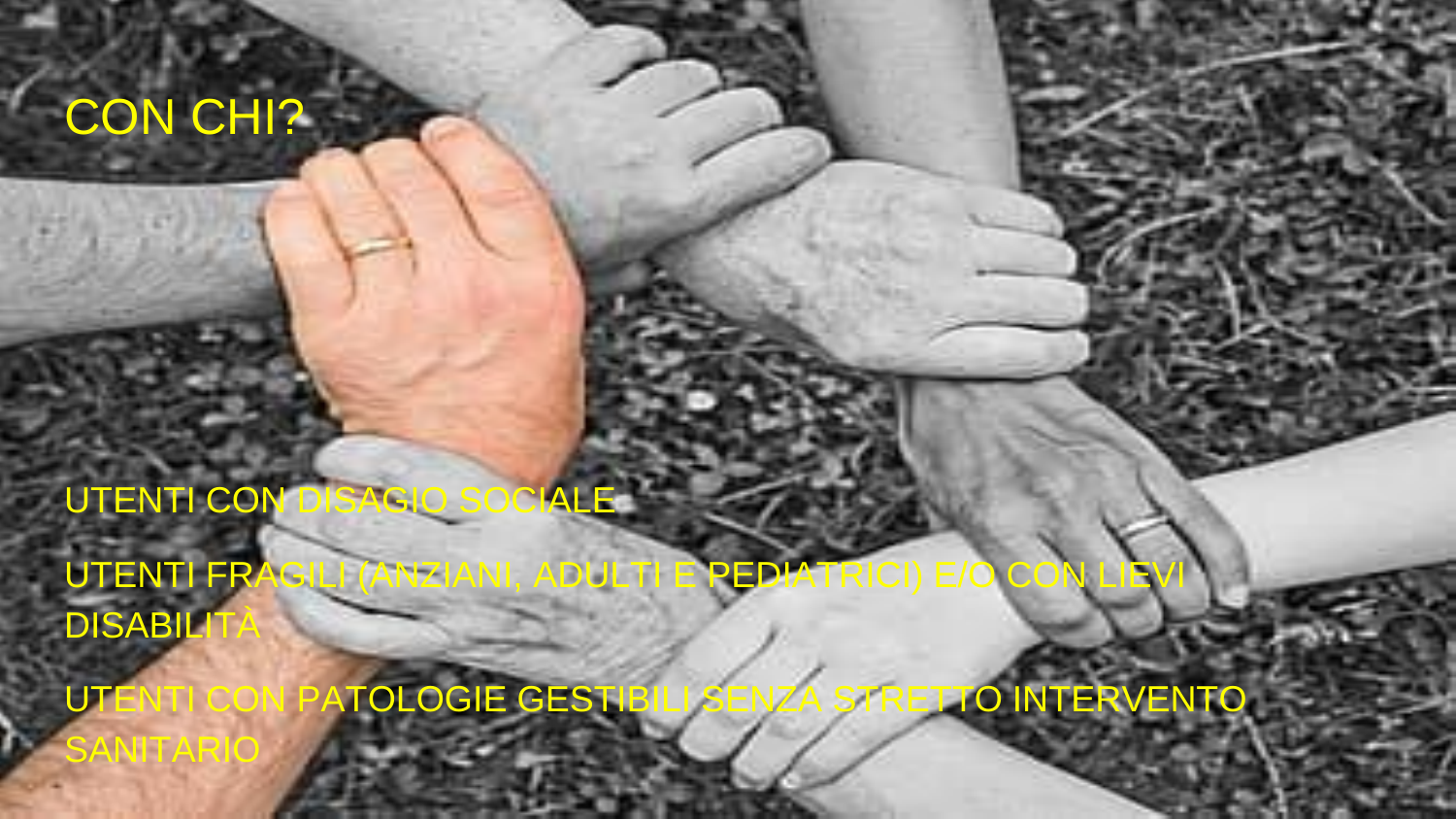# CON CHI?

UTENTI CON DISAGIO SOCIALE

UTENTI FRAGILI (ANZIANI, ADULTI E PEDIATRICI) E/O CON LIEVI DISABILITÀ

UTENTI CON PATOLOGIE GESTIBILI SENZA STRETTO INTERVENTO SANITARIO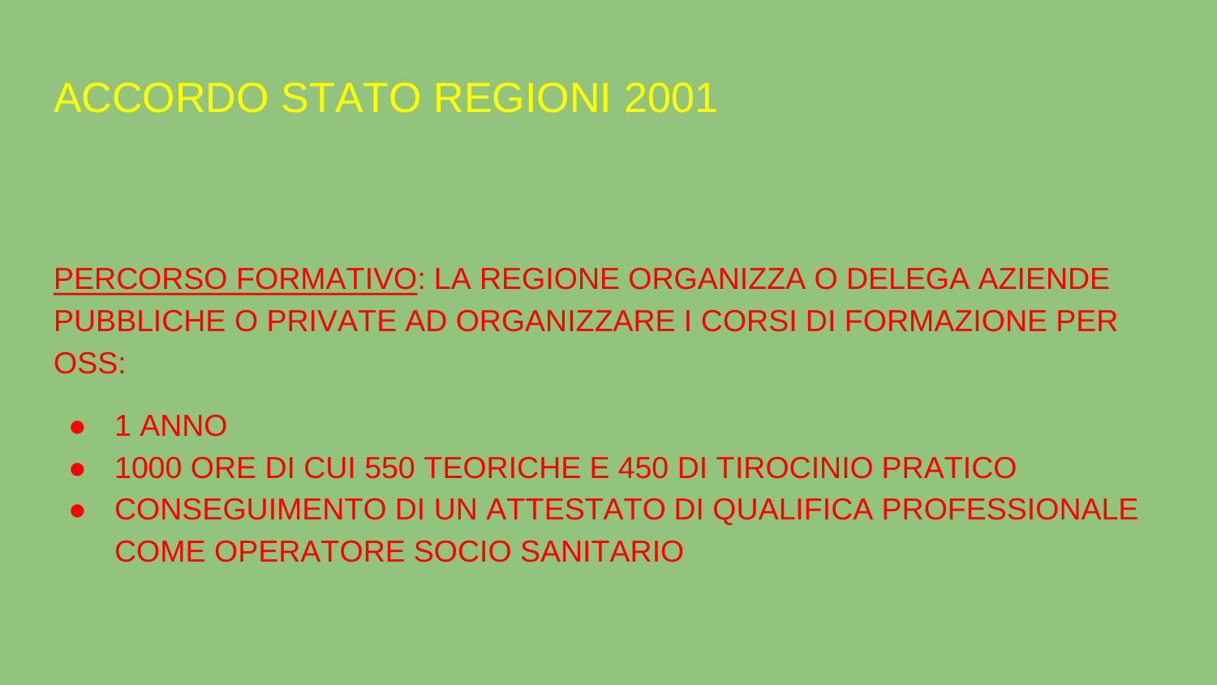# ACCORDO STATO REGIONI 2001

PERCORSO FORMATIVO: LA REGIONE ORGANIZZA O DELEGA AZIENDE PUBBLICHE O PRIVATE AD ORGANIZZARE I CORSI DI FORMAZIONE PER OSS:

- 1 ANNO
- 1000 ORE DI CUI 550 TEORICHE E 450 DI TIROCINIO PRATICO
- CONSEGUIMENTO DI UN ATTESTATO DI QUALIFICA PROFESSIONALE COME OPERATORE SOCIO SANITARIO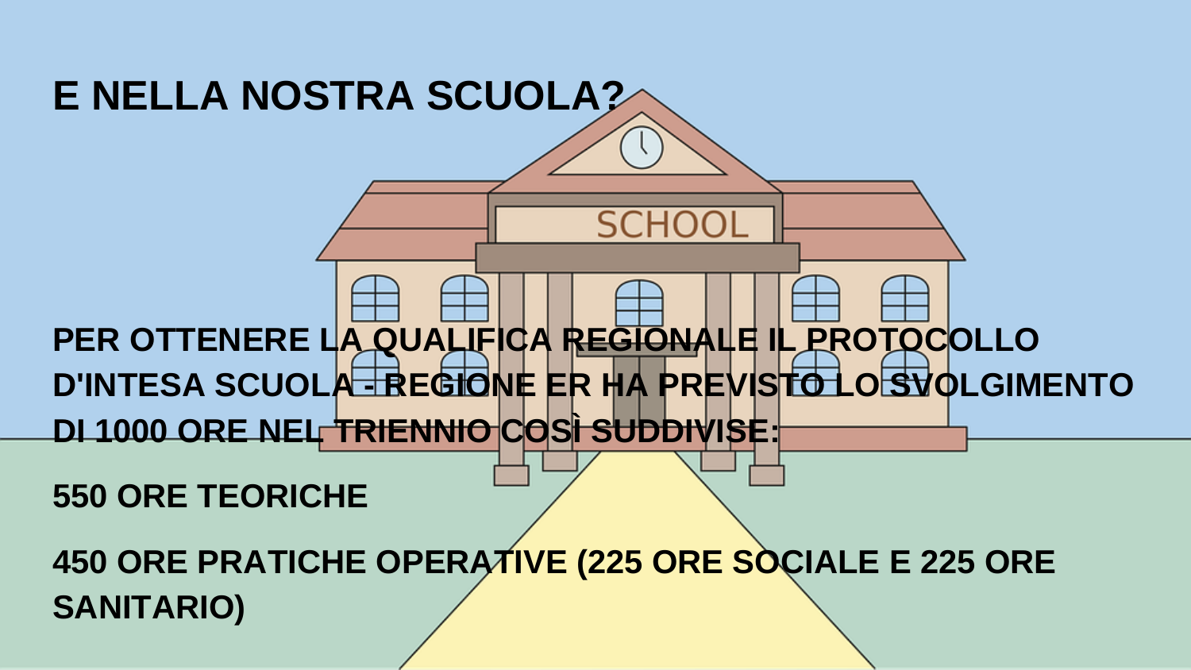# E NELLA NOSTRA SCUOLA?

**PER OTTENERE LA QUALIFICA REGIONALE IL PROTOCOLLO D'INTESA SCUOLA - REGIONE ER HA PREVISTO LO SVOLGIMENTO DI 1000 ORE NEL TRIENNIO COSÌ SUDDIVISE:**

**550 ORE TEORICHE**

**450 ORE PRATICHE OPERATIVE (225 ORE SOCIALE E 225 ORE SANITARIO)**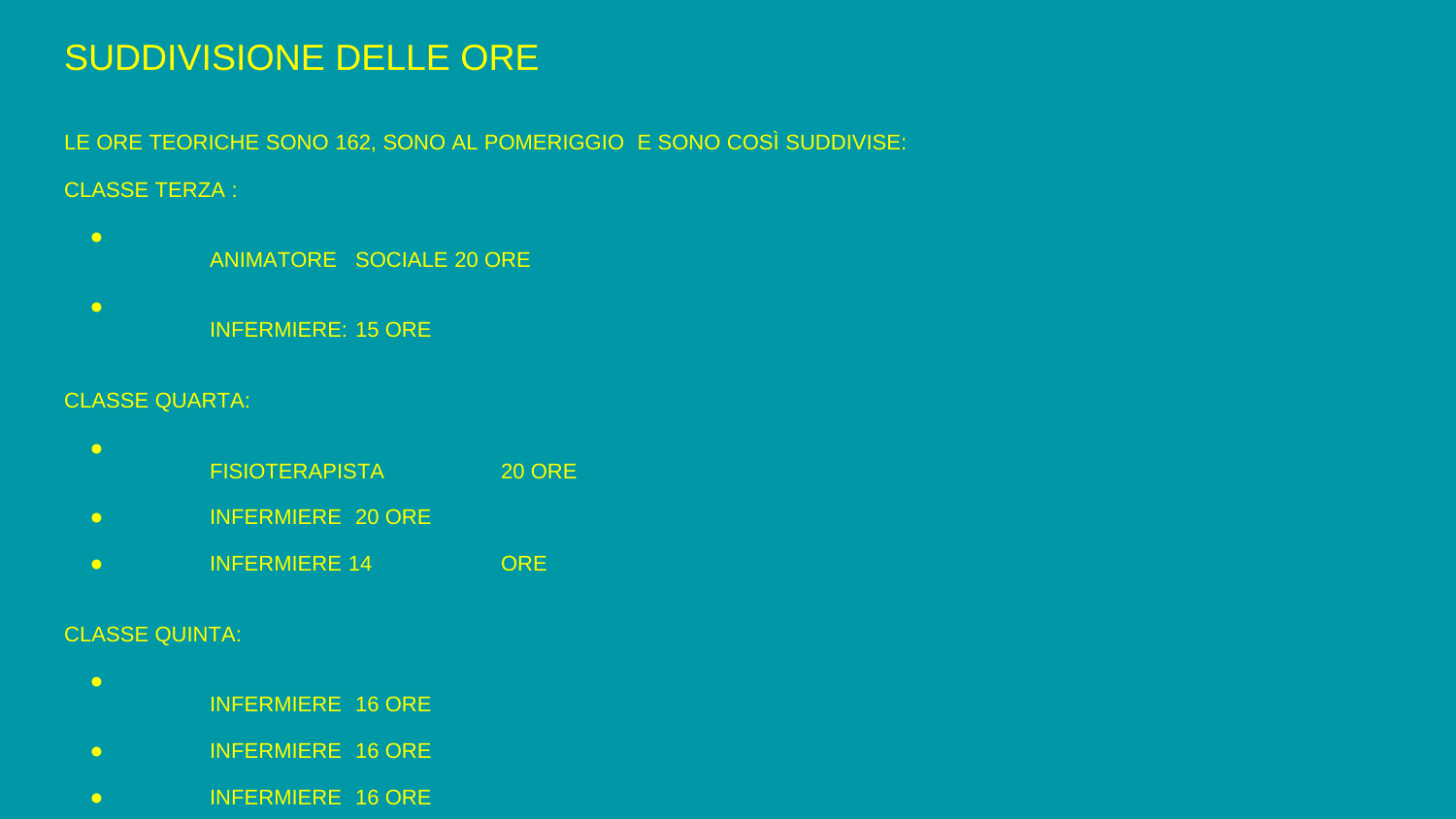# SUDDIVISIONE DELLE ORE

LE ORE TEORICHE SONO 162, SONO AL POMERIGGIO E SONO COSÌ SUDDIVISE:

CLASSE TERZA :

- ANIMATORE SOCIALE 20 ORE
- INFERMIERE: 15 ORE

CLASSE QUARTA:

- FISIOTERAPISTA 20 ORE
- INFERMIERE 20 ORE
- INFERMIERE 14 ORE

CLASSE QUINTA:

- INFERMIERE 16 ORE
- INFERMIERE 16 ORE
- INFERMIERE 16 ORE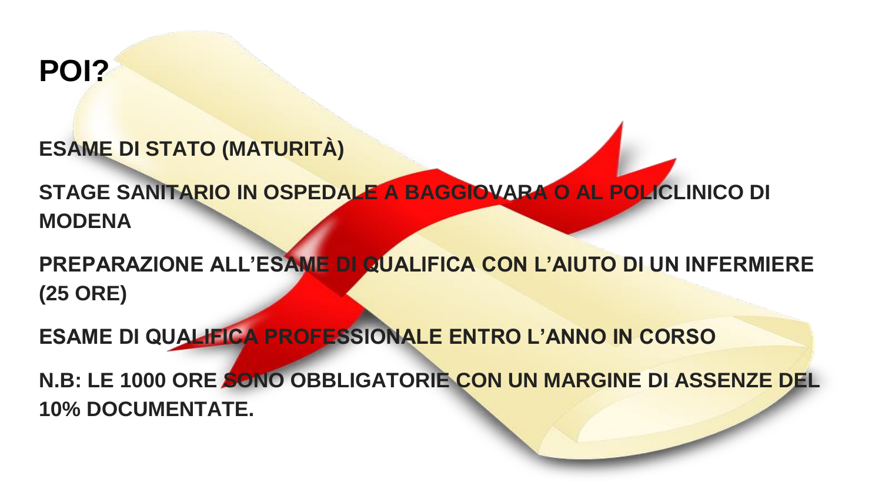# POI?

**ESAME DI STATO (MATURITÀ)**

**STAGE SANITARIO IN OSPEDALE A BAGGIOVARA O AL POLICLINICO DI MODENA**

**PREPARAZIONE ALL'ESAME DI QUALIFICA CON L'AIUTO DI UN INFERMIERE (25 ORE)**

**ESAME DI QUALIFICA PROFESSIONALE ENTRO L'ANNO IN CORSO**

**N.B: LE 1000 ORE SONO OBBLIGATORIE CON UN MARGINE DI ASSENZE DEL 10% DOCUMENTATE.**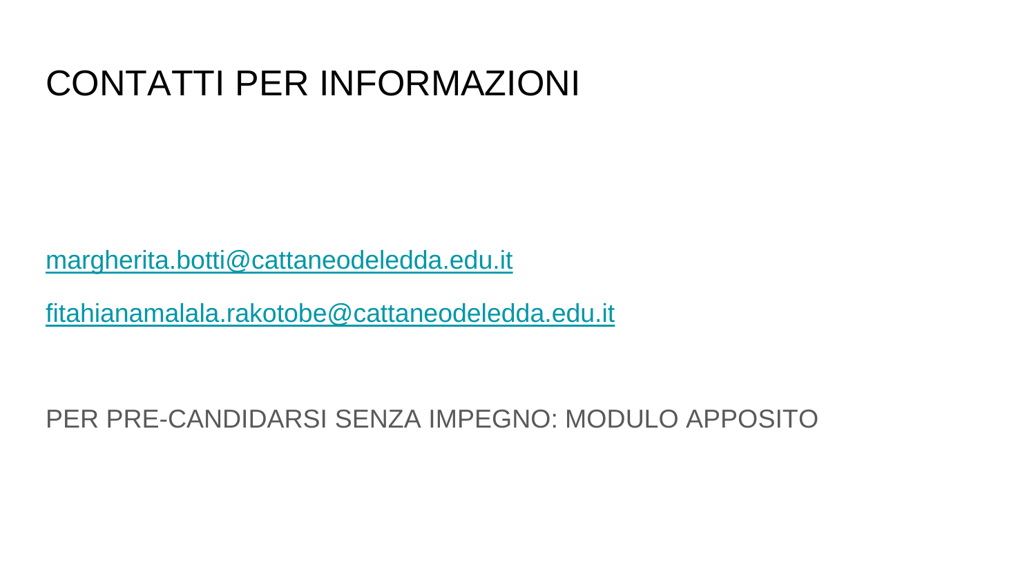# CONTATTI PER INFORMAZIONI

margherita.botti@cattaneodeledda.edu.it

fitahianamalala.rakotobe@cattaneodeledda.edu.it

PER PRE-CANDIDARSI SENZA IMPEGNO: MODULO APPOSITO